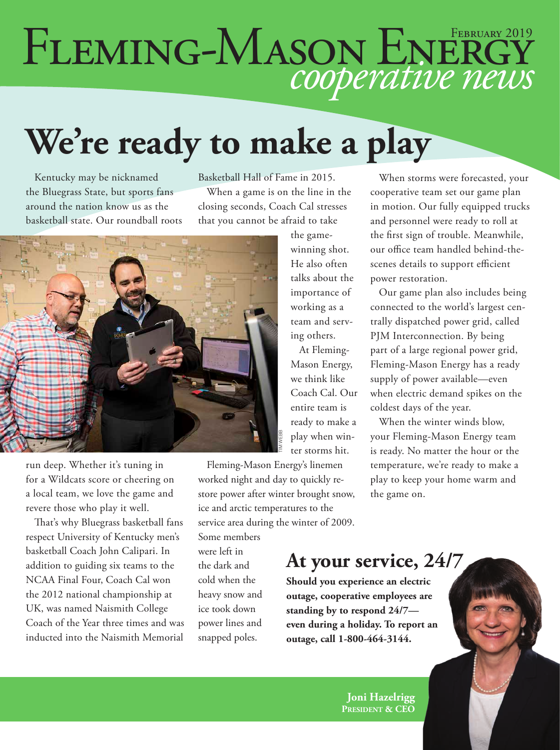# Fleming-Mason Energy *cooperative news*

February 2019

# We're ready to make a play

Kentucky may be nicknamed the Bluegrass State, but sports fans around the nation know us as the basketball state. Our roundball roots run deep. Whether it's tuning in for a Wildcats score or cheering on a local team, we love the game and revere those who play it well.

That's why Bluegrass basketball fans respect University of Kentucky men's basketball Coach John Calipari. In addition to guiding six teams to the NCAA Final Four, Coach Cal won the 2012 national championship at UK, was named Naismith College Coach of the Year three times and was inducted into the Naismith Memorial Basketball Hall of Fame in 2015.

When a game is on the line in the closing seconds, Coach Cal stresses that you cannot be afraid to take the game-winning shot. He also often talks about the importance of working as a team and serving others.

At Fleming-Mason Energy, we think like Coach Cal. Our entire team is ready to make a play when winter storms hit.

TIM WEBB

Fleming-Mason Energy's linemen worked night and day to quickly restore power after winter brought snow, ice and arctic temperatures to the service area during the winter of 2009. Some members were left in the dark and cold when the heavy snow and ice took down power lines and snapped poles.

When storms were forecasted, your cooperative team set our game plan in motion. Our fully equipped trucks and personnel were ready to roll at the first sign of trouble. Meanwhile, our office team handled behind-the-scenes details to support efficient power restoration.

Our game plan also includes being connected to the world's largest centrally dispatched power grid, called PJM Interconnection. By being part of a large regional power grid, Fleming-Mason Energy has a ready supply of power available—even when electric demand spikes on the coldest days of the year.

When the winter winds blow, your Fleming-Mason Energy team is ready. No matter the hour or the temperature, we're ready to make a play to keep your home warm and the game on.

**Joni Hazelrigg**
**President & CEO**

## At your service, 24/7

**Should you experience an electric outage, cooperative employees are standing by to respond 24/7—even during a holiday. To report an outage, call 1-800-464-3144.**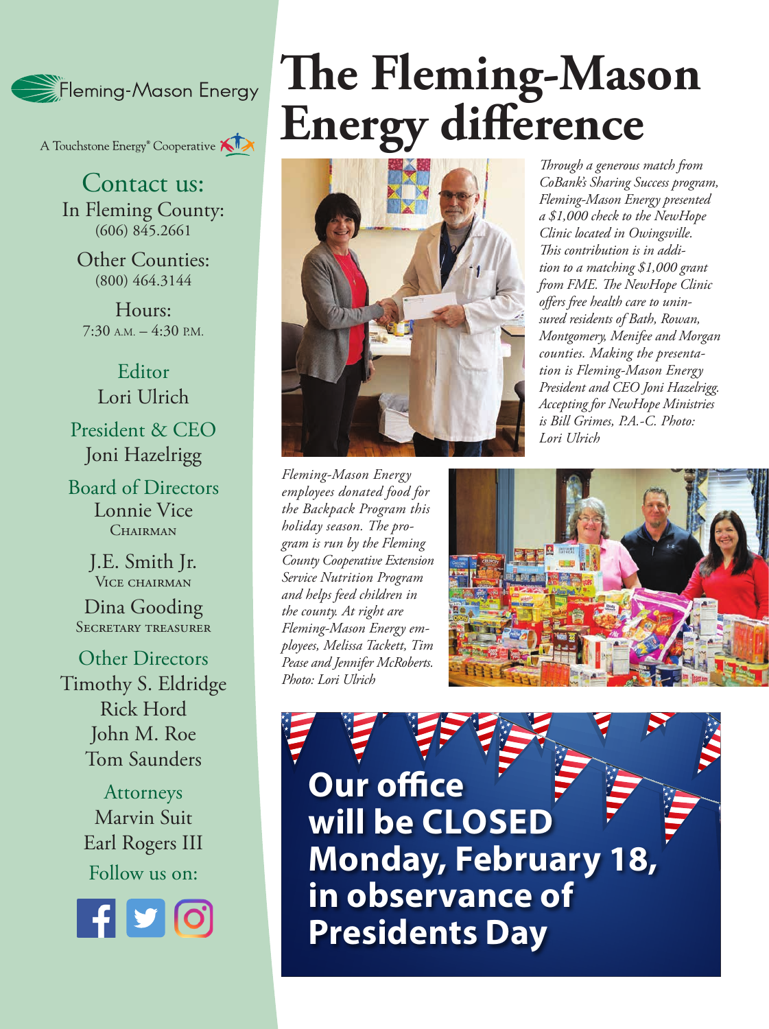Fleming-Mason Energy

A Touchstone Energy® Cooperative

## Contact us:

In Fleming County:
(606) 845.2661

Other Counties:
(800) 464.3144

Hours:
7:30 A.M. – 4:30 P.M.

**Editor**
Lori Ulrich

**President & CEO**
Joni Hazelrigg

**Board of Directors**
Lonnie Vice
CHAIRMAN

J.E. Smith Jr.
VICE CHAIRMAN

Dina Gooding
SECRETARY TREASURER

**Other Directors**
Timothy S. Eldridge
Rick Hord
John M. Roe
Tom Saunders

**Attorneys**
Marvin Suit
Earl Rogers III

Follow us on:

# The Fleming-Mason Energy difference

*Through a generous match from CoBank's Sharing Success program, Fleming-Mason Energy presented a $1,000 check to the NewHope Clinic located in Owingsville. This contribution is in addition to a matching $1,000 grant from FME. The NewHope Clinic offers free health care to uninsured residents of Bath, Rowan, Montgomery, Menifee and Morgan counties. Making the presentation is Fleming-Mason Energy President and CEO Joni Hazelrigg. Accepting for NewHope Ministries is Bill Grimes, P.A.-C. Photo: Lori Ulrich*

*Fleming-Mason Energy employees donated food for the Backpack Program this holiday season. The program is run by the Fleming County Cooperative Extension Service Nutrition Program and helps feed children in the county. At right are Fleming-Mason Energy employees, Melissa Tackett, Tim Pease and Jennifer McRoberts. Photo: Lori Ulrich*

**Our office will be CLOSED Monday, February 18, in observance of Presidents Day**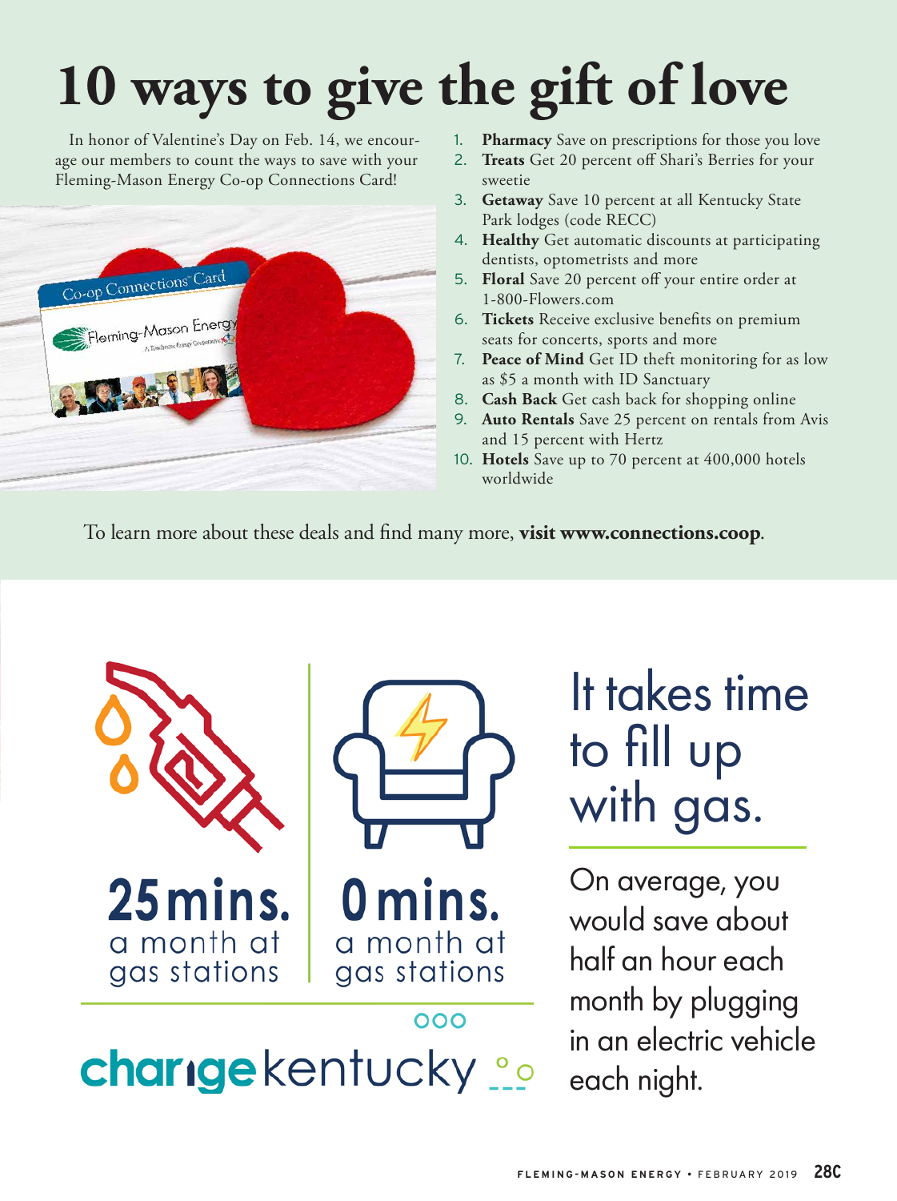# 10 ways to give the gift of love

In honor of Valentine's Day on Feb. 14, we encourage our members to count the ways to save with your Fleming-Mason Energy Co-op Connections Card!

1. **Pharmacy** Save on prescriptions for those you love
2. **Treats** Get 20 percent off Shari's Berries for your sweetie
3. **Getaway** Save 10 percent at all Kentucky State Park lodges (code RECC)
4. **Healthy** Get automatic discounts at participating dentists, optometrists and more
5. **Floral** Save 20 percent off your entire order at 1-800-Flowers.com
6. **Tickets** Receive exclusive benefits on premium seats for concerts, sports and more
7. **Peace of Mind** Get ID theft monitoring for as low as $5 a month with ID Sanctuary
8. **Cash Back** Get cash back for shopping online
9. **Auto Rentals** Save 25 percent on rentals from Avis and 15 percent with Hertz
10. **Hotels** Save up to 70 percent at 400,000 hotels worldwide

To learn more about these deals and find many more, **visit www.connections.coop**.

**25 mins.** a month at gas stations

**0 mins.** a month at gas stations

chargekentucky

## It takes time to fill up with gas.

On average, you would save about half an hour each month by plugging in an electric vehicle each night.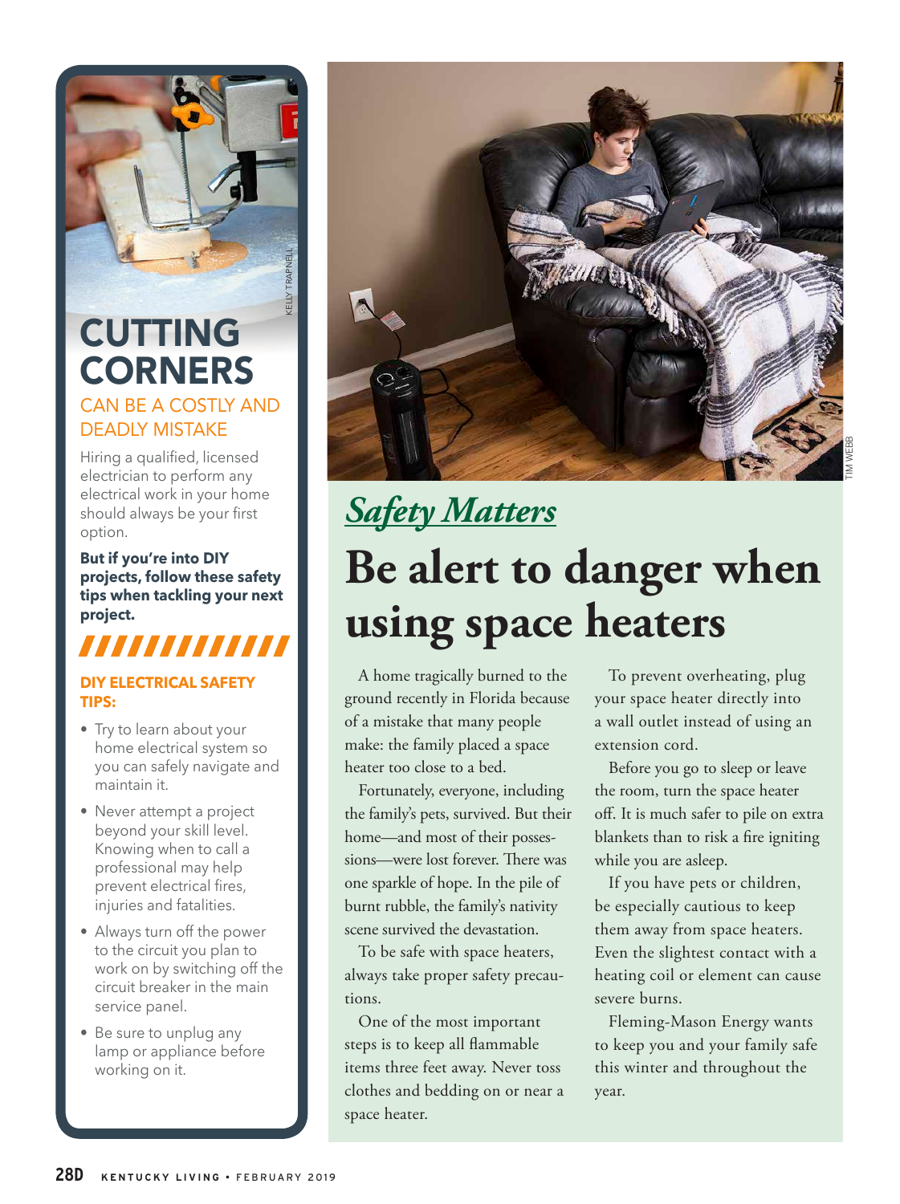# CUTTING CORNERS

## CAN BE A COSTLY AND DEADLY MISTAKE

Hiring a qualified, licensed electrician to perform any electrical work in your home should always be your first option.

**But if you're into DIY projects, follow these safety tips when tackling your next project.**

### DIY ELECTRICAL SAFETY TIPS:

- Try to learn about your home electrical system so you can safely navigate and maintain it.
- Never attempt a project beyond your skill level. Knowing when to call a professional may help prevent electrical fires, injuries and fatalities.
- Always turn off the power to the circuit you plan to work on by switching off the circuit breaker in the main service panel.
- Be sure to unplug any lamp or appliance before working on it.

KELLY TRAPNELL

TIM WEBB

*Safety Matters*

# Be alert to danger when using space heaters

A home tragically burned to the ground recently in Florida because of a mistake that many people make: the family placed a space heater too close to a bed.

Fortunately, everyone, including the family's pets, survived. But their home—and most of their possessions—were lost forever. There was one sparkle of hope. In the pile of burnt rubble, the family's nativity scene survived the devastation.

To be safe with space heaters, always take proper safety precautions.

One of the most important steps is to keep all flammable items three feet away. Never toss clothes and bedding on or near a space heater.

To prevent overheating, plug your space heater directly into a wall outlet instead of using an extension cord.

Before you go to sleep or leave the room, turn the space heater off. It is much safer to pile on extra blankets than to risk a fire igniting while you are asleep.

If you have pets or children, be especially cautious to keep them away from space heaters. Even the slightest contact with a heating coil or element can cause severe burns.

Fleming-Mason Energy wants to keep you and your family safe this winter and throughout the year.